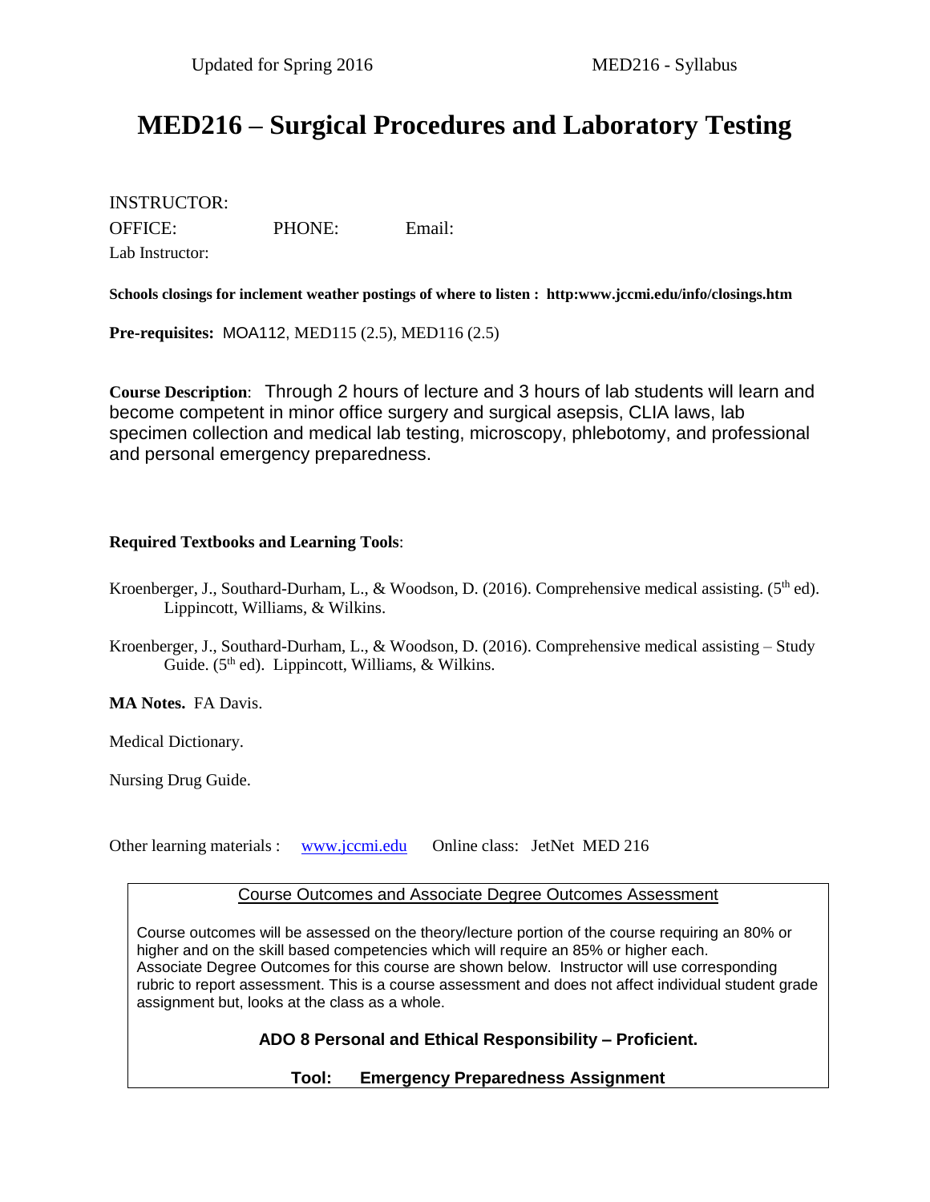# MED216 – Surgical Procedures and Laboratory Testing

INSTRUCTOR:

OFFICE: PHONE: Email:

Lab Instructor:

**Schools closings for inclement weather postings of where to listen : http:www.jccmi.edu/info/closings.htm**

**Pre-requisites:** MOA112, MED115 (2.5), MED116 (2.5)

**Course Description**: Through 2 hours of lecture and 3 hours of lab students will learn and become competent in minor office surgery and surgical asepsis, CLIA laws, lab specimen collection and medical lab testing, microscopy, phlebotomy, and professional and personal emergency preparedness.

**Required Textbooks and Learning Tools**:

Kroenberger, J., Southard-Durham, L., & Woodson, D. (2016). Comprehensive medical assisting. (5th ed). Lippincott, Williams, & Wilkins.

Kroenberger, J., Southard-Durham, L., & Woodson, D. (2016). Comprehensive medical assisting – Study Guide. (5th ed). Lippincott, Williams, & Wilkins.

**MA Notes.** FA Davis.

Medical Dictionary.

Nursing Drug Guide.

Other learning materials : www.jccmi.edu Online class: JetNet MED 216

Course Outcomes and Associate Degree Outcomes Assessment

Course outcomes will be assessed on the theory/lecture portion of the course requiring an 80% or higher and on the skill based competencies which will require an 85% or higher each. Associate Degree Outcomes for this course are shown below. Instructor will use corresponding rubric to report assessment. This is a course assessment and does not affect individual student grade assignment but, looks at the class as a whole.

**ADO 8 Personal and Ethical Responsibility – Proficient.**

**Tool: Emergency Preparedness Assignment**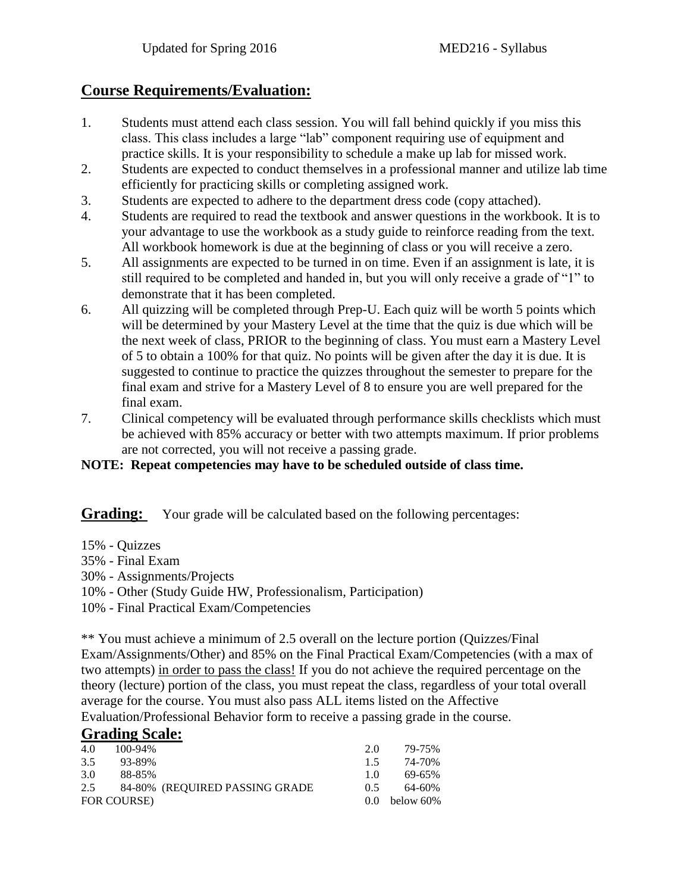## Course Requirements/Evaluation:

1. Students must attend each class session. You will fall behind quickly if you miss this class. This class includes a large "lab" component requiring use of equipment and practice skills. It is your responsibility to schedule a make up lab for missed work.
2. Students are expected to conduct themselves in a professional manner and utilize lab time efficiently for practicing skills or completing assigned work.
3. Students are expected to adhere to the department dress code (copy attached).
4. Students are required to read the textbook and answer questions in the workbook. It is to your advantage to use the workbook as a study guide to reinforce reading from the text. All workbook homework is due at the beginning of class or you will receive a zero.
5. All assignments are expected to be turned in on time. Even if an assignment is late, it is still required to be completed and handed in, but you will only receive a grade of "1" to demonstrate that it has been completed.
6. All quizzing will be completed through Prep-U. Each quiz will be worth 5 points which will be determined by your Mastery Level at the time that the quiz is due which will be the next week of class, PRIOR to the beginning of class. You must earn a Mastery Level of 5 to obtain a 100% for that quiz. No points will be given after the day it is due. It is suggested to continue to practice the quizzes throughout the semester to prepare for the final exam and strive for a Mastery Level of 8 to ensure you are well prepared for the final exam.
7. Clinical competency will be evaluated through performance skills checklists which must be achieved with 85% accuracy or better with two attempts maximum. If prior problems are not corrected, you will not receive a passing grade.

**NOTE: Repeat competencies may have to be scheduled outside of class time.**

**Grading:** Your grade will be calculated based on the following percentages:

15% - Quizzes
35% - Final Exam
30% - Assignments/Projects
10% - Other (Study Guide HW, Professionalism, Participation)
10% - Final Practical Exam/Competencies

** You must achieve a minimum of 2.5 overall on the lecture portion (Quizzes/Final Exam/Assignments/Other) and 85% on the Final Practical Exam/Competencies (with a max of two attempts) in order to pass the class! If you do not achieve the required percentage on the theory (lecture) portion of the class, you must repeat the class, regardless of your total overall average for the course. You must also pass ALL items listed on the Affective Evaluation/Professional Behavior form to receive a passing grade in the course.

## Grading Scale:

| Grade | Percentage | Grade | Percentage |
|---|---|---|---|
| 4.0 | 100-94% | 2.0 | 79-75% |
| 3.5 | 93-89% | 1.5 | 74-70% |
| 3.0 | 88-85% | 1.0 | 69-65% |
| 2.5 | 84-80% (REQUIRED PASSING GRADE FOR COURSE) | 0.5 | 64-60% |
| | | 0.0 | below 60% |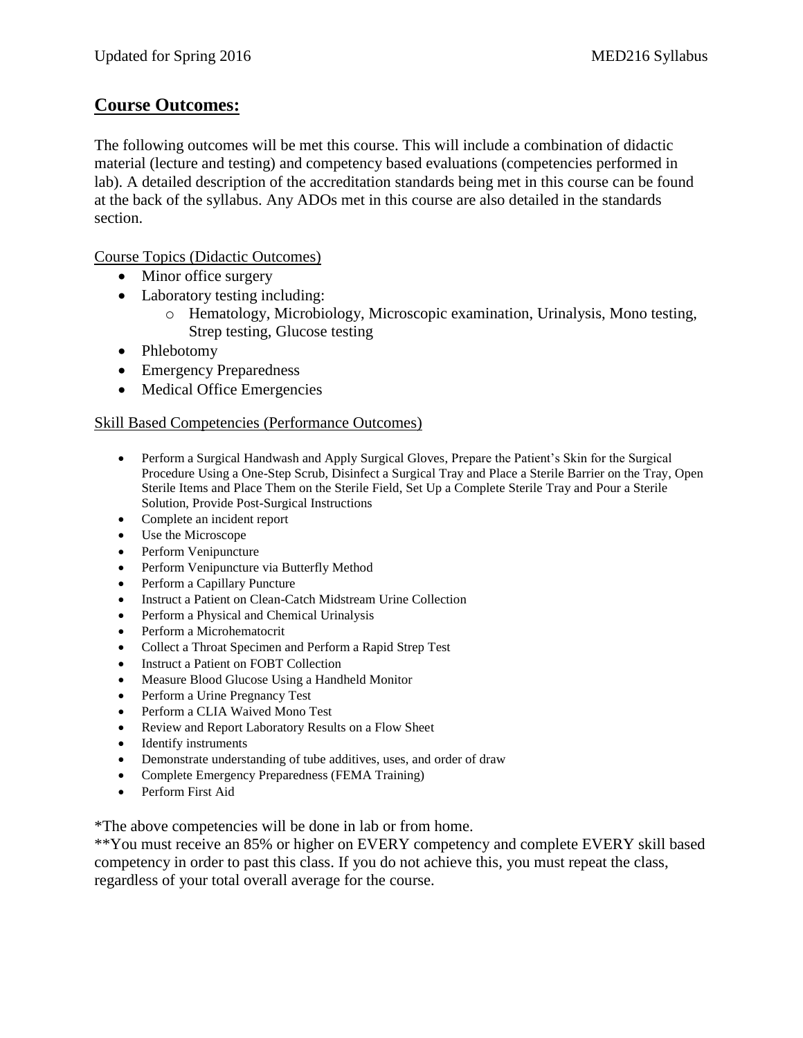## Course Outcomes:

The following outcomes will be met this course. This will include a combination of didactic material (lecture and testing) and competency based evaluations (competencies performed in lab). A detailed description of the accreditation standards being met in this course can be found at the back of the syllabus. Any ADOs met in this course are also detailed in the standards section.

Course Topics (Didactic Outcomes)

- Minor office surgery
- Laboratory testing including:
  - Hematology, Microbiology, Microscopic examination, Urinalysis, Mono testing, Strep testing, Glucose testing
- Phlebotomy
- Emergency Preparedness
- Medical Office Emergencies

Skill Based Competencies (Performance Outcomes)

- Perform a Surgical Handwash and Apply Surgical Gloves, Prepare the Patient's Skin for the Surgical Procedure Using a One-Step Scrub, Disinfect a Surgical Tray and Place a Sterile Barrier on the Tray, Open Sterile Items and Place Them on the Sterile Field, Set Up a Complete Sterile Tray and Pour a Sterile Solution, Provide Post-Surgical Instructions
- Complete an incident report
- Use the Microscope
- Perform Venipuncture
- Perform Venipuncture via Butterfly Method
- Perform a Capillary Puncture
- Instruct a Patient on Clean-Catch Midstream Urine Collection
- Perform a Physical and Chemical Urinalysis
- Perform a Microhematocrit
- Collect a Throat Specimen and Perform a Rapid Strep Test
- Instruct a Patient on FOBT Collection
- Measure Blood Glucose Using a Handheld Monitor
- Perform a Urine Pregnancy Test
- Perform a CLIA Waived Mono Test
- Review and Report Laboratory Results on a Flow Sheet
- Identify instruments
- Demonstrate understanding of tube additives, uses, and order of draw
- Complete Emergency Preparedness (FEMA Training)
- Perform First Aid

*The above competencies will be done in lab or from home.
**You must receive an 85% or higher on EVERY competency and complete EVERY skill based competency in order to past this class. If you do not achieve this, you must repeat the class, regardless of your total overall average for the course.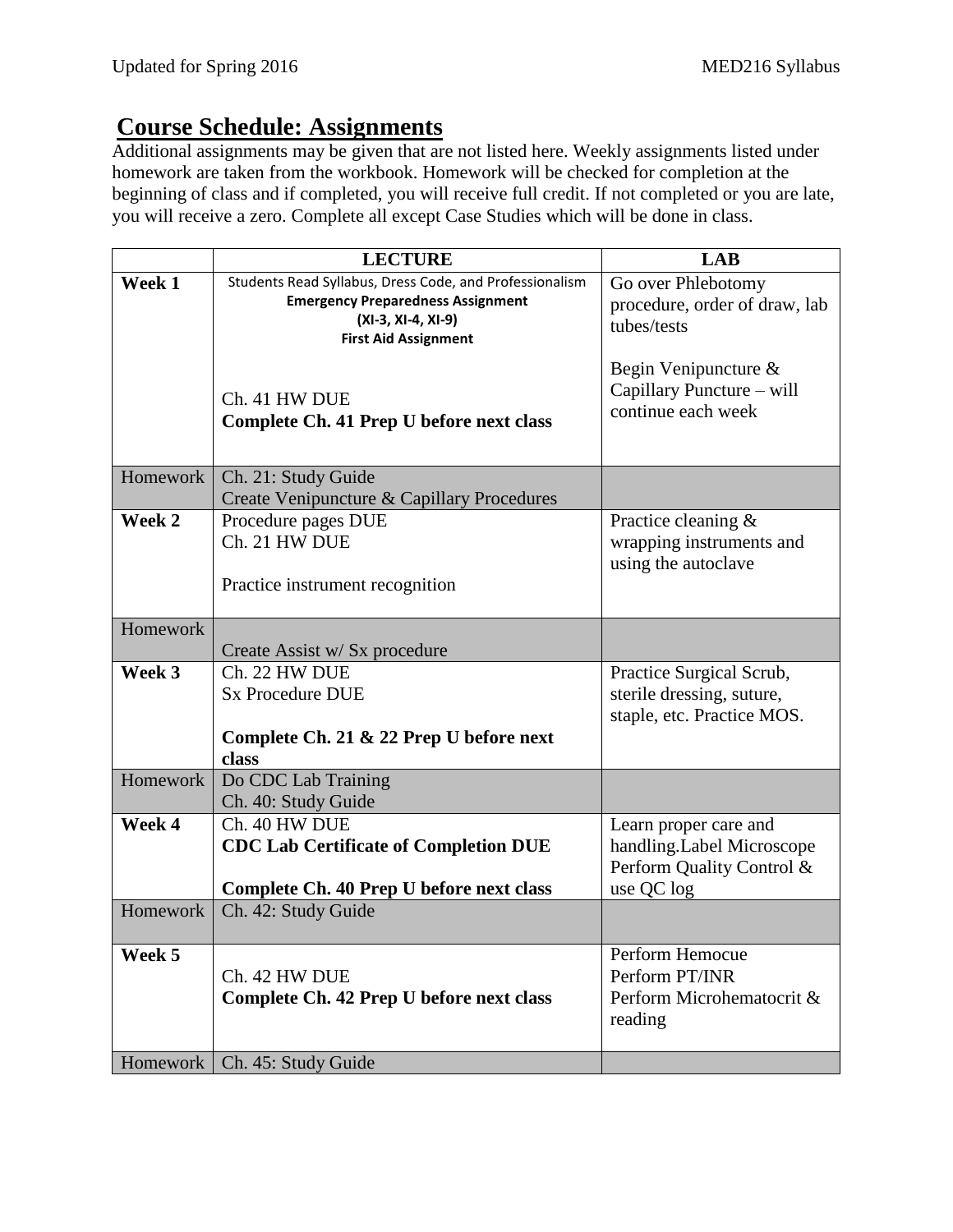## Course Schedule: Assignments

Additional assignments may be given that are not listed here. Weekly assignments listed under homework are taken from the workbook. Homework will be checked for completion at the beginning of class and if completed, you will receive full credit. If not completed or you are late, you will receive a zero. Complete all except Case Studies which will be done in class.

| | LECTURE | LAB |
|---|---|---|
| **Week 1** | Students Read Syllabus, Dress Code, and Professionalism<br>**Emergency Preparedness Assignment**<br>**(XI-3, XI-4, XI-9)**<br>**First Aid Assignment**<br><br>Ch. 41 HW DUE<br>**Complete Ch. 41 Prep U before next class** | Go over Phlebotomy procedure, order of draw, lab tubes/tests<br><br>Begin Venipuncture & Capillary Puncture – will continue each week |
| Homework | Ch. 21: Study Guide<br>Create Venipuncture & Capillary Procedures | |
| **Week 2** | Procedure pages DUE<br>Ch. 21 HW DUE<br><br>Practice instrument recognition | Practice cleaning & wrapping instruments and using the autoclave |
| Homework | Create Assist w/ Sx procedure | |
| **Week 3** | Ch. 22 HW DUE<br>Sx Procedure DUE<br><br>**Complete Ch. 21 & 22 Prep U before next class** | Practice Surgical Scrub, sterile dressing, suture, staple, etc. Practice MOS. |
| Homework | Do CDC Lab Training<br>Ch. 40: Study Guide | |
| **Week 4** | Ch. 40 HW DUE<br>**CDC Lab Certificate of Completion DUE**<br><br>**Complete Ch. 40 Prep U before next class** | Learn proper care and handling.Label Microscope Perform Quality Control & use QC log |
| Homework | Ch. 42: Study Guide | |
| **Week 5** | Ch. 42 HW DUE<br>**Complete Ch. 42 Prep U before next class** | Perform Hemocue<br>Perform PT/INR<br>Perform Microhematocrit & reading |
| Homework | Ch. 45: Study Guide | |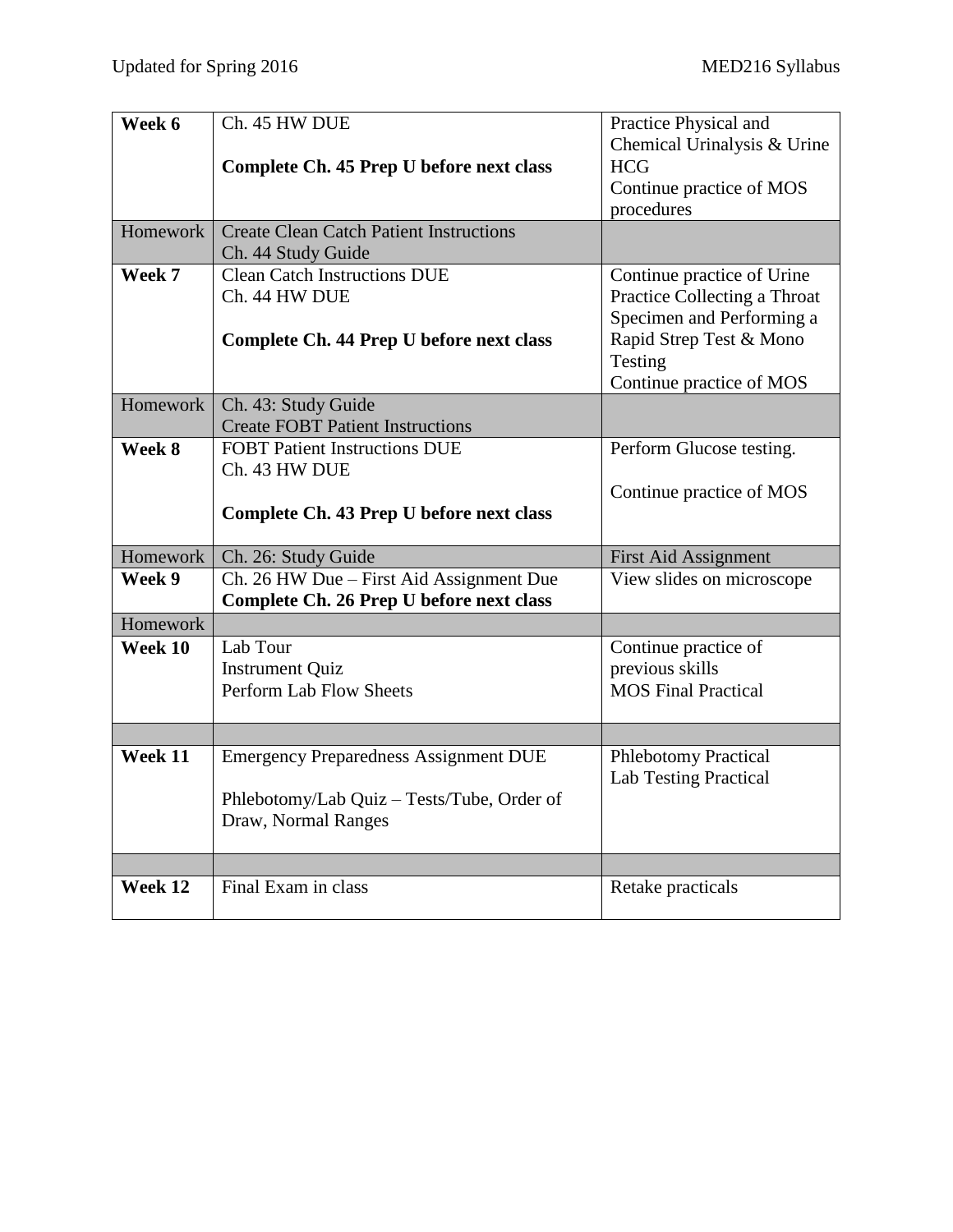| **Week 6** | Ch. 45 HW DUE<br><br>**Complete Ch. 45 Prep U before next class** | Practice Physical and Chemical Urinalysis & Urine HCG<br>Continue practice of MOS procedures |
|---|---|---|
| Homework | Create Clean Catch Patient Instructions<br>Ch. 44 Study Guide | |
| **Week 7** | Clean Catch Instructions DUE<br>Ch. 44 HW DUE<br><br>**Complete Ch. 44 Prep U before next class** | Continue practice of Urine<br>Practice Collecting a Throat Specimen and Performing a Rapid Strep Test & Mono Testing<br>Continue practice of MOS |
| Homework | Ch. 43: Study Guide<br>Create FOBT Patient Instructions | |
| **Week 8** | FOBT Patient Instructions DUE<br>Ch. 43 HW DUE<br><br>**Complete Ch. 43 Prep U before next class** | Perform Glucose testing.<br><br>Continue practice of MOS |
| Homework | Ch. 26: Study Guide | First Aid Assignment |
| **Week 9** | Ch. 26 HW Due – First Aid Assignment Due<br>**Complete Ch. 26 Prep U before next class** | View slides on microscope |
| Homework | | |
| **Week 10** | Lab Tour<br>Instrument Quiz<br>Perform Lab Flow Sheets | Continue practice of previous skills<br>MOS Final Practical |
| | | |
| **Week 11** | Emergency Preparedness Assignment DUE<br><br>Phlebotomy/Lab Quiz – Tests/Tube, Order of Draw, Normal Ranges | Phlebotomy Practical<br>Lab Testing Practical |
| | | |
| **Week 12** | Final Exam in class | Retake practicals |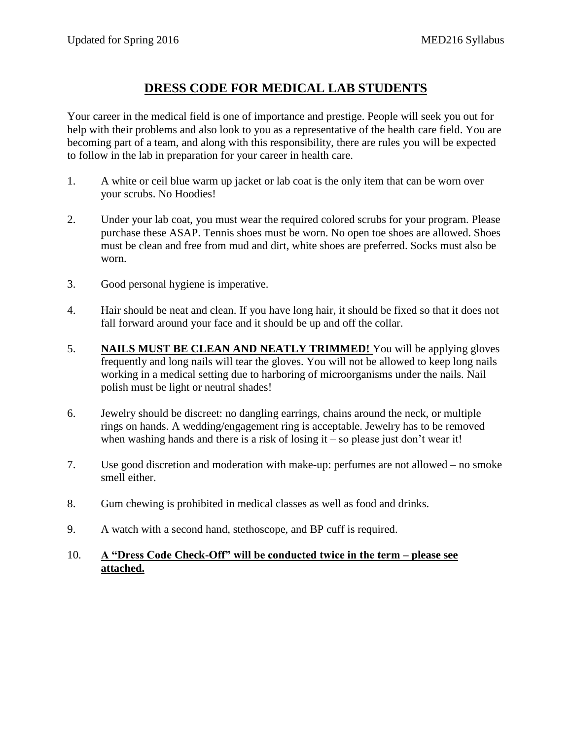# DRESS CODE FOR MEDICAL LAB STUDENTS

Your career in the medical field is one of importance and prestige. People will seek you out for help with their problems and also look to you as a representative of the health care field. You are becoming part of a team, and along with this responsibility, there are rules you will be expected to follow in the lab in preparation for your career in health care.

1. A white or ceil blue warm up jacket or lab coat is the only item that can be worn over your scrubs. No Hoodies!

2. Under your lab coat, you must wear the required colored scrubs for your program. Please purchase these ASAP. Tennis shoes must be worn. No open toe shoes are allowed. Shoes must be clean and free from mud and dirt, white shoes are preferred. Socks must also be worn.

3. Good personal hygiene is imperative.

4. Hair should be neat and clean. If you have long hair, it should be fixed so that it does not fall forward around your face and it should be up and off the collar.

5. **NAILS MUST BE CLEAN AND NEATLY TRIMMED!** You will be applying gloves frequently and long nails will tear the gloves. You will not be allowed to keep long nails working in a medical setting due to harboring of microorganisms under the nails. Nail polish must be light or neutral shades!

6. Jewelry should be discreet: no dangling earrings, chains around the neck, or multiple rings on hands. A wedding/engagement ring is acceptable. Jewelry has to be removed when washing hands and there is a risk of losing it – so please just don't wear it!

7. Use good discretion and moderation with make-up: perfumes are not allowed – no smoke smell either.

8. Gum chewing is prohibited in medical classes as well as food and drinks.

9. A watch with a second hand, stethoscope, and BP cuff is required.

10. **A "Dress Code Check-Off" will be conducted twice in the term – please see attached.**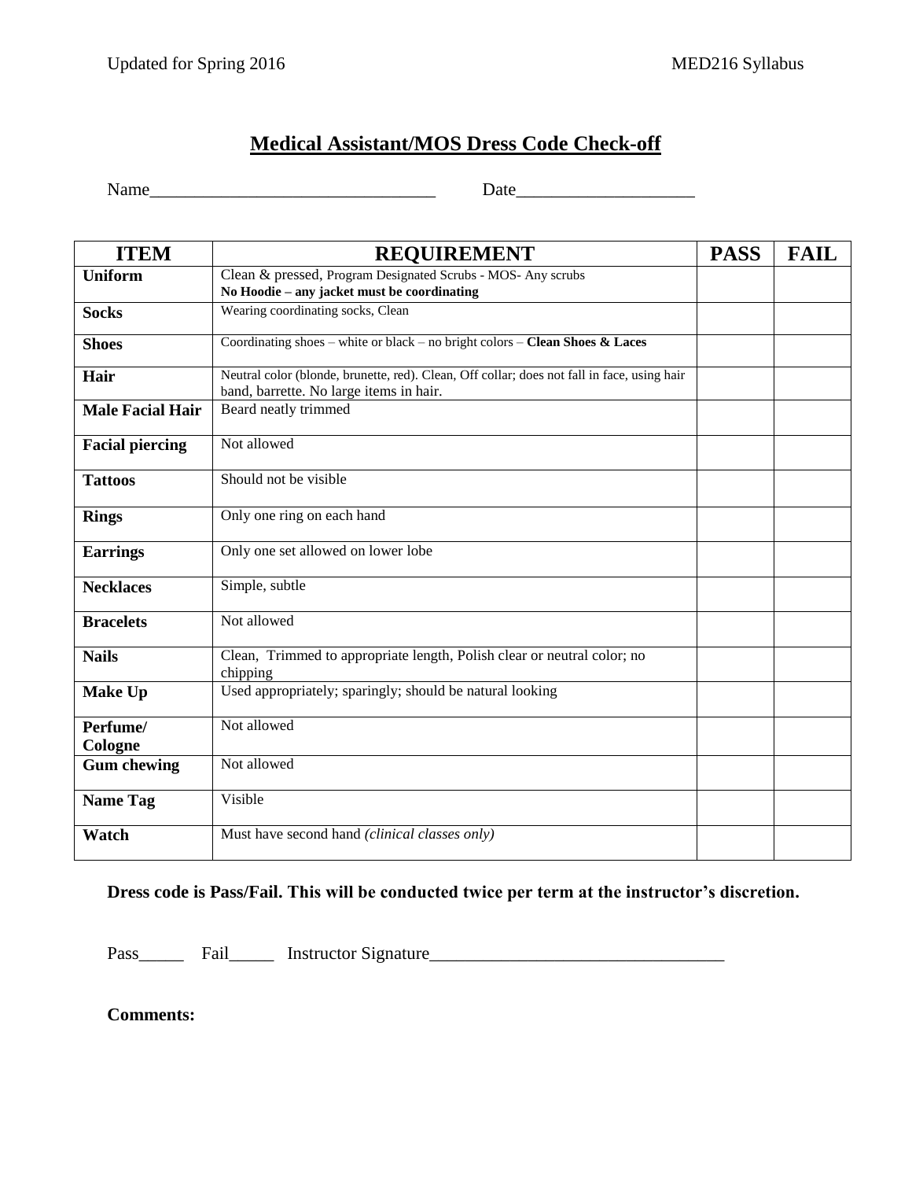# Medical Assistant/MOS Dress Code Check-off

Name_________________________________ Date____________________

| ITEM | REQUIREMENT | PASS | FAIL |
|---|---|---|---|
| **Uniform** | Clean & pressed, Program Designated Scrubs - MOS- Any scrubs **No Hoodie – any jacket must be coordinating** | | |
| **Socks** | Wearing coordinating socks, Clean | | |
| **Shoes** | Coordinating shoes – white or black – no bright colors – **Clean Shoes & Laces** | | |
| **Hair** | Neutral color (blonde, brunette, red). Clean, Off collar; does not fall in face, using hair band, barrette. No large items in hair. | | |
| **Male Facial Hair** | Beard neatly trimmed | | |
| **Facial piercing** | Not allowed | | |
| **Tattoos** | Should not be visible | | |
| **Rings** | Only one ring on each hand | | |
| **Earrings** | Only one set allowed on lower lobe | | |
| **Necklaces** | Simple, subtle | | |
| **Bracelets** | Not allowed | | |
| **Nails** | Clean, Trimmed to appropriate length, Polish clear or neutral color; no chipping | | |
| **Make Up** | Used appropriately; sparingly; should be natural looking | | |
| **Perfume/ Cologne** | Not allowed | | |
| **Gum chewing** | Not allowed | | |
| **Name Tag** | Visible | | |
| **Watch** | Must have second hand *(clinical classes only)* | | |

**Dress code is Pass/Fail. This will be conducted twice per term at the instructor's discretion.**

Pass_____ Fail_____ Instructor Signature_________________________________

**Comments:**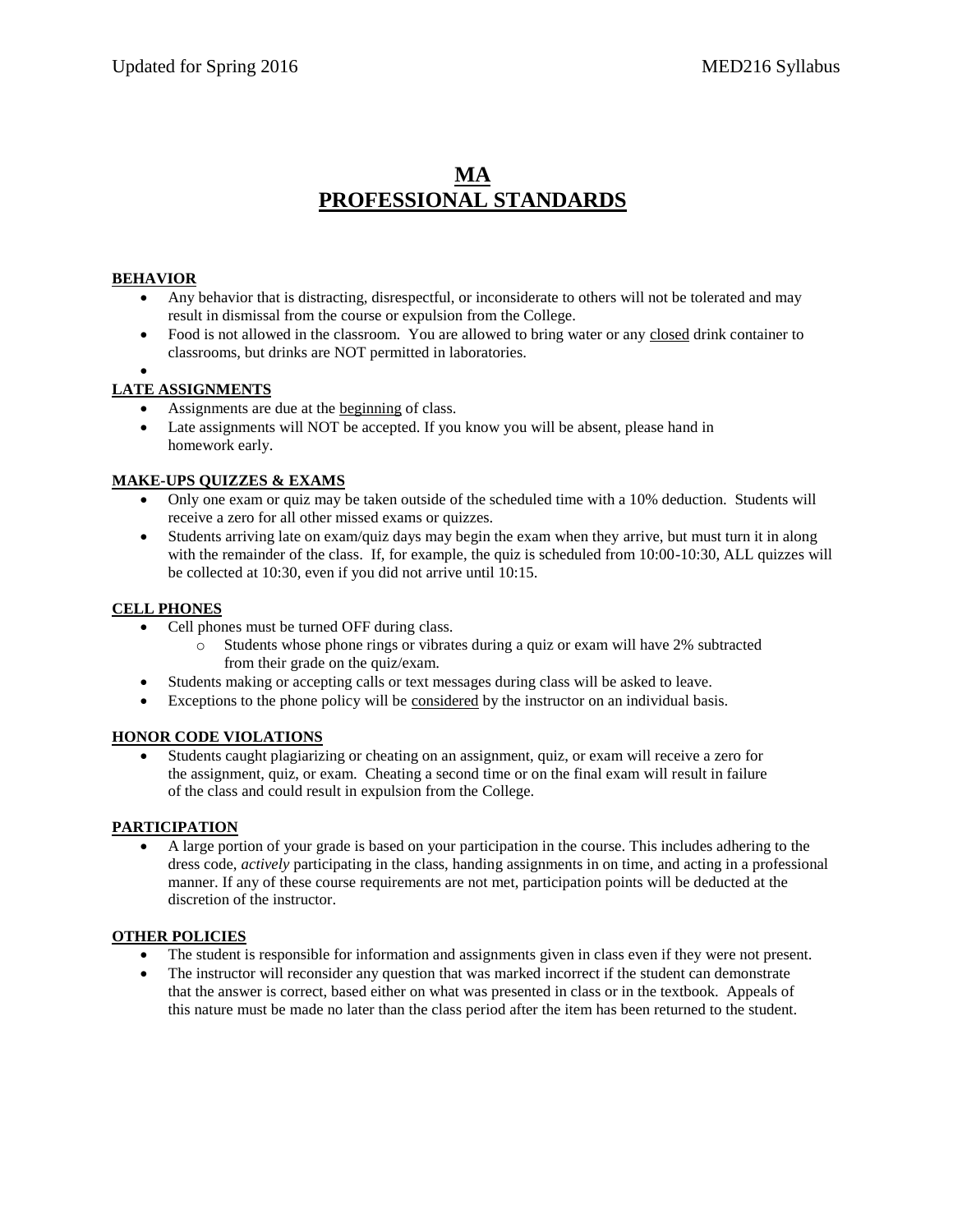# MA
# PROFESSIONAL STANDARDS

**BEHAVIOR**

- Any behavior that is distracting, disrespectful, or inconsiderate to others will not be tolerated and may result in dismissal from the course or expulsion from the College.
- Food is not allowed in the classroom. You are allowed to bring water or any closed drink container to classrooms, but drinks are NOT permitted in laboratories.

**LATE ASSIGNMENTS**

- Assignments are due at the beginning of class.
- Late assignments will NOT be accepted. If you know you will be absent, please hand in homework early.

**MAKE-UPS QUIZZES & EXAMS**

- Only one exam or quiz may be taken outside of the scheduled time with a 10% deduction. Students will receive a zero for all other missed exams or quizzes.
- Students arriving late on exam/quiz days may begin the exam when they arrive, but must turn it in along with the remainder of the class. If, for example, the quiz is scheduled from 10:00-10:30, ALL quizzes will be collected at 10:30, even if you did not arrive until 10:15.

**CELL PHONES**

- Cell phones must be turned OFF during class.
  - Students whose phone rings or vibrates during a quiz or exam will have 2% subtracted from their grade on the quiz/exam.
- Students making or accepting calls or text messages during class will be asked to leave.
- Exceptions to the phone policy will be considered by the instructor on an individual basis.

**HONOR CODE VIOLATIONS**

- Students caught plagiarizing or cheating on an assignment, quiz, or exam will receive a zero for the assignment, quiz, or exam. Cheating a second time or on the final exam will result in failure of the class and could result in expulsion from the College.

**PARTICIPATION**

- A large portion of your grade is based on your participation in the course. This includes adhering to the dress code, *actively* participating in the class, handing assignments in on time, and acting in a professional manner. If any of these course requirements are not met, participation points will be deducted at the discretion of the instructor.

**OTHER POLICIES**

- The student is responsible for information and assignments given in class even if they were not present.
- The instructor will reconsider any question that was marked incorrect if the student can demonstrate that the answer is correct, based either on what was presented in class or in the textbook. Appeals of this nature must be made no later than the class period after the item has been returned to the student.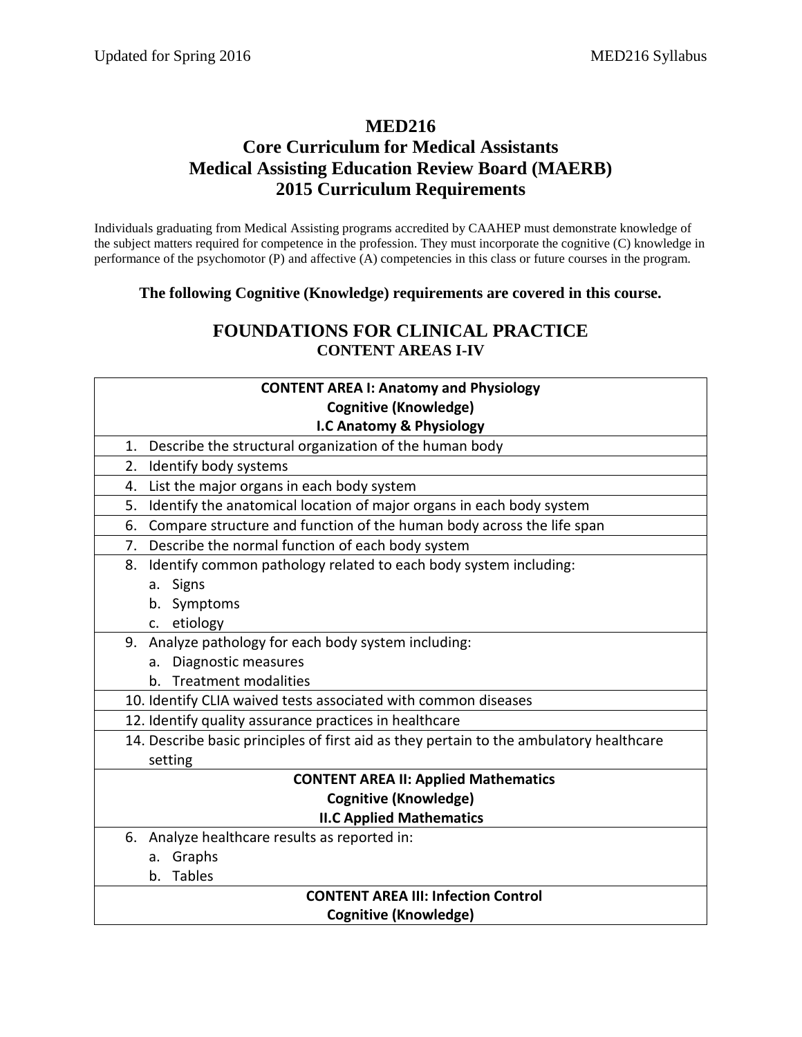# MED216
# Core Curriculum for Medical Assistants
# Medical Assisting Education Review Board (MAERB)
# 2015 Curriculum Requirements

Individuals graduating from Medical Assisting programs accredited by CAAHEP must demonstrate knowledge of the subject matters required for competence in the profession. They must incorporate the cognitive (C) knowledge in performance of the psychomotor (P) and affective (A) competencies in this class or future courses in the program.

**The following Cognitive (Knowledge) requirements are covered in this course.**

## FOUNDATIONS FOR CLINICAL PRACTICE
### CONTENT AREAS I-IV

| **CONTENT AREA I: Anatomy and Physiology<br>Cognitive (Knowledge)<br>I.C Anatomy & Physiology** |
|---|
| 1. Describe the structural organization of the human body |
| 2. Identify body systems |
| 4. List the major organs in each body system |
| 5. Identify the anatomical location of major organs in each body system |
| 6. Compare structure and function of the human body across the life span |
| 7. Describe the normal function of each body system |
| 8. Identify common pathology related to each body system including:<br>a. Signs<br>b. Symptoms<br>c. etiology |
| 9. Analyze pathology for each body system including:<br>a. Diagnostic measures<br>b. Treatment modalities |
| 10. Identify CLIA waived tests associated with common diseases |
| 12. Identify quality assurance practices in healthcare |
| 14. Describe basic principles of first aid as they pertain to the ambulatory healthcare setting |
| **CONTENT AREA II: Applied Mathematics<br>Cognitive (Knowledge)<br>II.C Applied Mathematics** |
| 6. Analyze healthcare results as reported in:<br>a. Graphs<br>b. Tables |
| **CONTENT AREA III: Infection Control<br>Cognitive (Knowledge)** |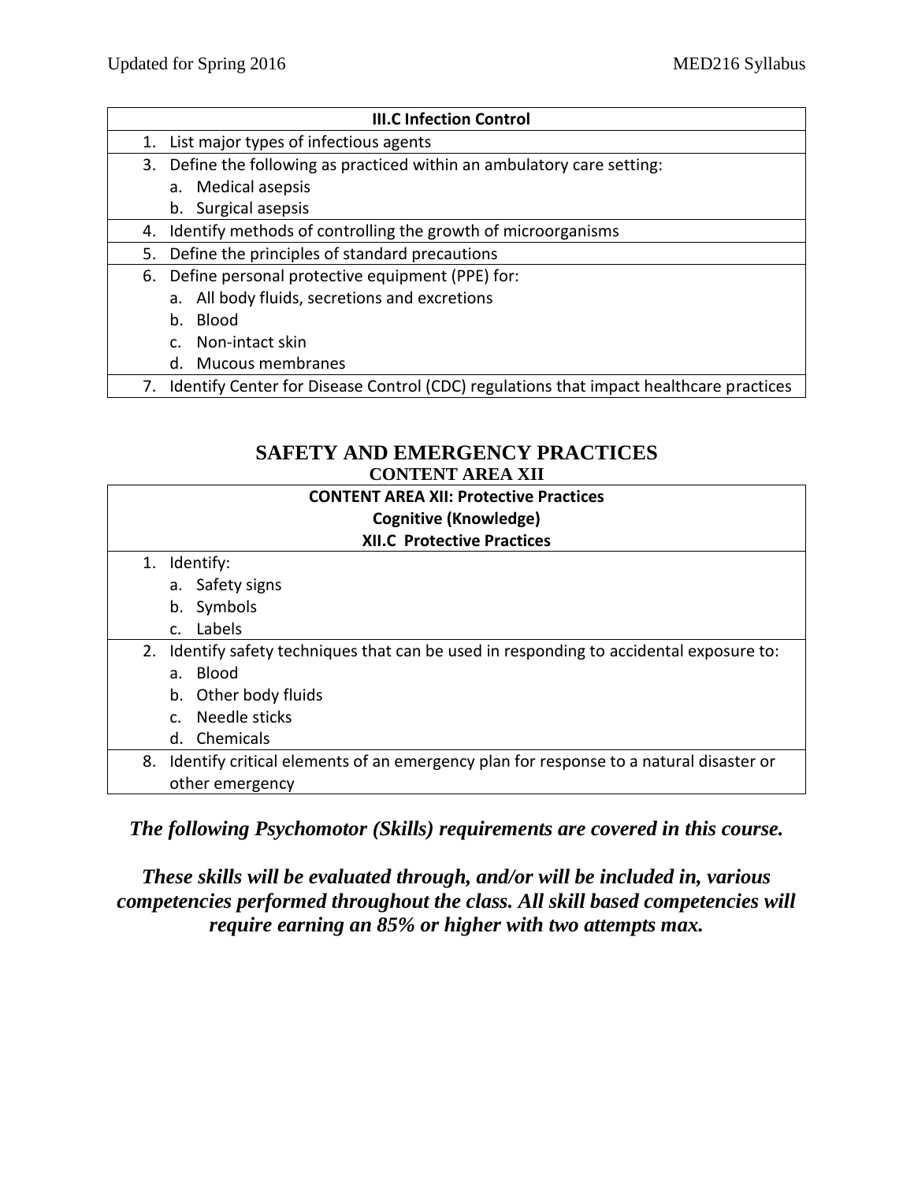| III.C Infection Control |
|---|
| 1. List major types of infectious agents |
| 3. Define the following as practiced within an ambulatory care setting:<br>a. Medical asepsis<br>b. Surgical asepsis |
| 4. Identify methods of controlling the growth of microorganisms |
| 5. Define the principles of standard precautions |
| 6. Define personal protective equipment (PPE) for:<br>a. All body fluids, secretions and excretions<br>b. Blood<br>c. Non-intact skin<br>d. Mucous membranes |
| 7. Identify Center for Disease Control (CDC) regulations that impact healthcare practices |

## SAFETY AND EMERGENCY PRACTICES
### CONTENT AREA XII

| CONTENT AREA XII: Protective Practices<br>Cognitive (Knowledge)<br>XII.C Protective Practices |
|---|
| 1. Identify:<br>a. Safety signs<br>b. Symbols<br>c. Labels |
| 2. Identify safety techniques that can be used in responding to accidental exposure to:<br>a. Blood<br>b. Other body fluids<br>c. Needle sticks<br>d. Chemicals |
| 8. Identify critical elements of an emergency plan for response to a natural disaster or other emergency |

***The following Psychomotor (Skills) requirements are covered in this course.***

***These skills will be evaluated through, and/or will be included in, various competencies performed throughout the class. All skill based competencies will require earning an 85% or higher with two attempts max.***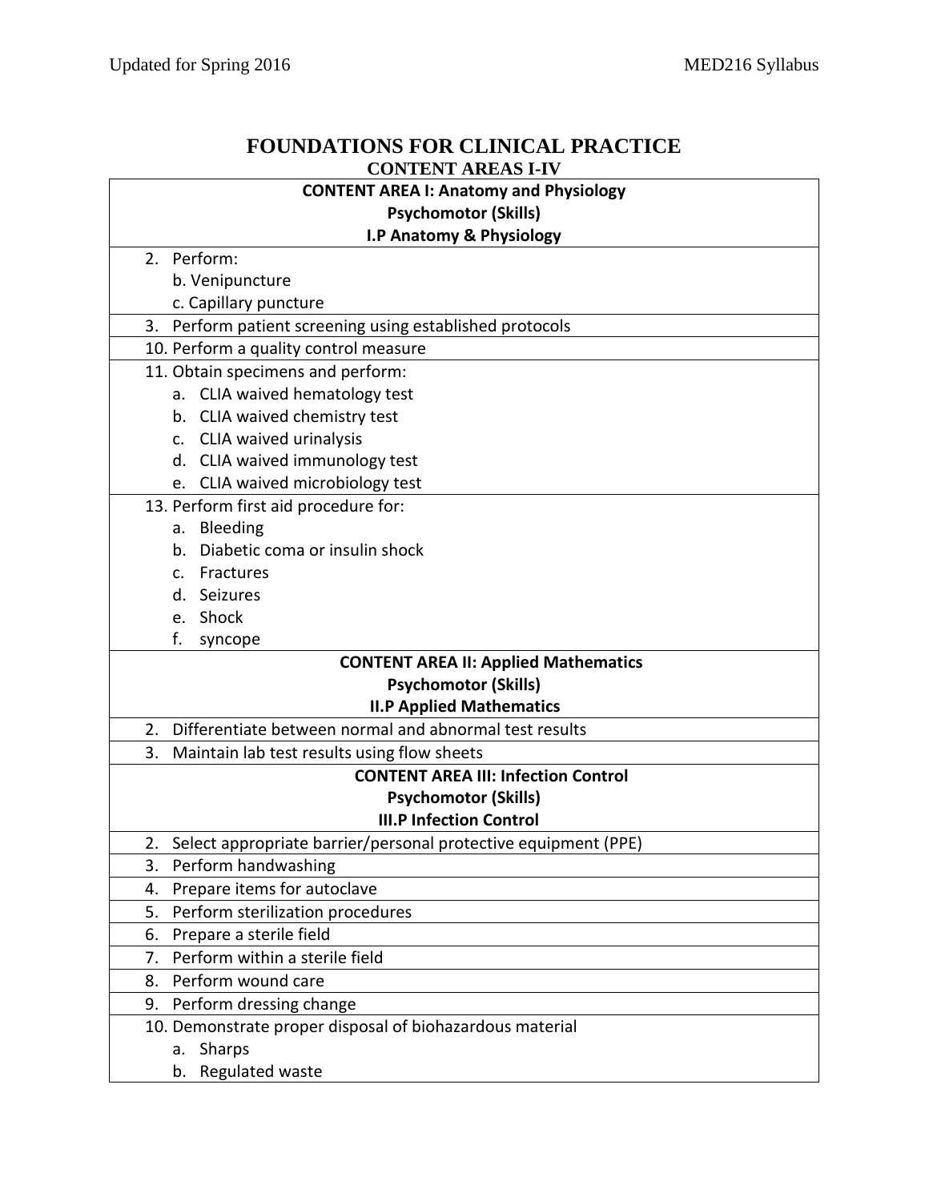# FOUNDATIONS FOR CLINICAL PRACTICE

## CONTENT AREAS I-IV

| CONTENT AREA I: Anatomy and Physiology<br>Psychomotor (Skills)<br>I.P Anatomy & Physiology |
|---|
| 2. Perform:<br>b. Venipuncture<br>c. Capillary puncture |
| 3. Perform patient screening using established protocols |
| 10. Perform a quality control measure |
| 11. Obtain specimens and perform:<br>a. CLIA waived hematology test<br>b. CLIA waived chemistry test<br>c. CLIA waived urinalysis<br>d. CLIA waived immunology test<br>e. CLIA waived microbiology test |
| 13. Perform first aid procedure for:<br>a. Bleeding<br>b. Diabetic coma or insulin shock<br>c. Fractures<br>d. Seizures<br>e. Shock<br>f. syncope |
| **CONTENT AREA II: Applied Mathematics<br>Psychomotor (Skills)<br>II.P Applied Mathematics** |
| 2. Differentiate between normal and abnormal test results |
| 3. Maintain lab test results using flow sheets |
| **CONTENT AREA III: Infection Control<br>Psychomotor (Skills)<br>III.P Infection Control** |
| 2. Select appropriate barrier/personal protective equipment (PPE) |
| 3. Perform handwashing |
| 4. Prepare items for autoclave |
| 5. Perform sterilization procedures |
| 6. Prepare a sterile field |
| 7. Perform within a sterile field |
| 8. Perform wound care |
| 9. Perform dressing change |
| 10. Demonstrate proper disposal of biohazardous material<br>a. Sharps<br>b. Regulated waste |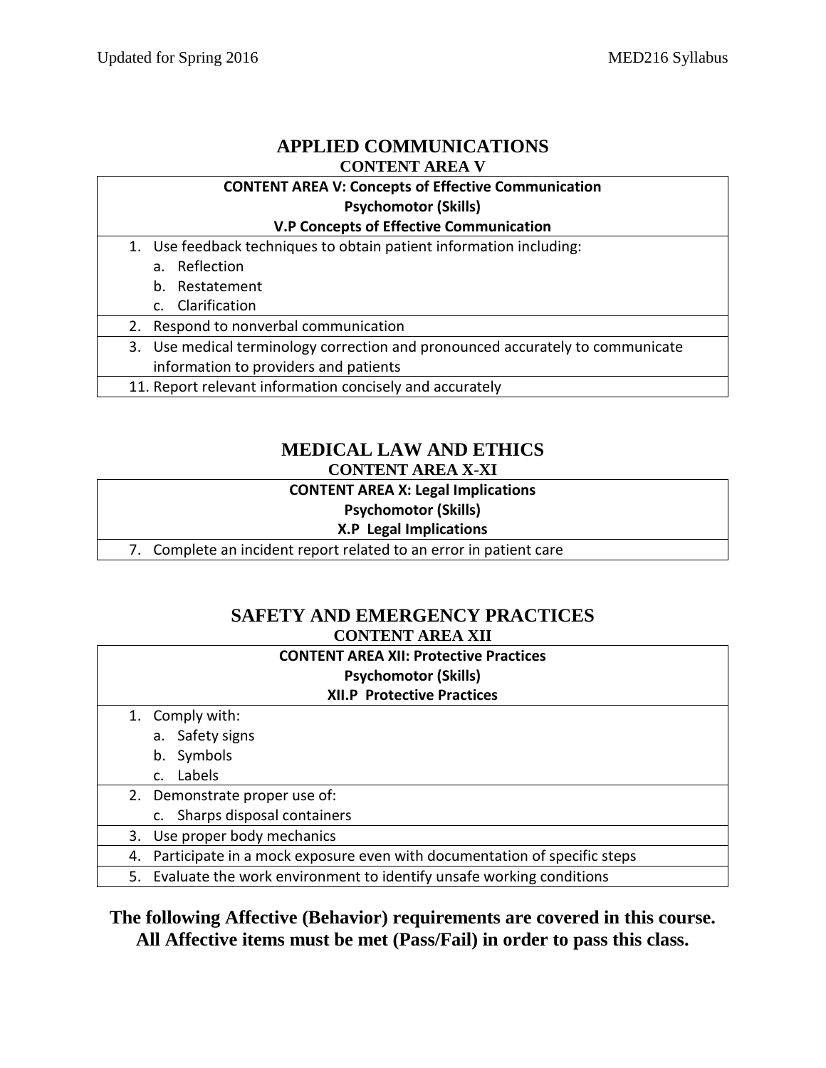## APPLIED COMMUNICATIONS

### CONTENT AREA V

| CONTENT AREA V: Concepts of Effective Communication<br>Psychomotor (Skills)<br>V.P Concepts of Effective Communication |
|---|
| 1. Use feedback techniques to obtain patient information including:<br>a. Reflection<br>b. Restatement<br>c. Clarification |
| 2. Respond to nonverbal communication |
| 3. Use medical terminology correction and pronounced accurately to communicate information to providers and patients |
| 11. Report relevant information concisely and accurately |

## MEDICAL LAW AND ETHICS

### CONTENT AREA X-XI

| CONTENT AREA X: Legal Implications<br>Psychomotor (Skills)<br>X.P Legal Implications |
|---|
| 7. Complete an incident report related to an error in patient care |

## SAFETY AND EMERGENCY PRACTICES

### CONTENT AREA XII

| CONTENT AREA XII: Protective Practices<br>Psychomotor (Skills)<br>XII.P Protective Practices |
|---|
| 1. Comply with:<br>a. Safety signs<br>b. Symbols<br>c. Labels |
| 2. Demonstrate proper use of:<br>c. Sharps disposal containers |
| 3. Use proper body mechanics |
| 4. Participate in a mock exposure even with documentation of specific steps |
| 5. Evaluate the work environment to identify unsafe working conditions |

**The following Affective (Behavior) requirements are covered in this course. All Affective items must be met (Pass/Fail) in order to pass this class.**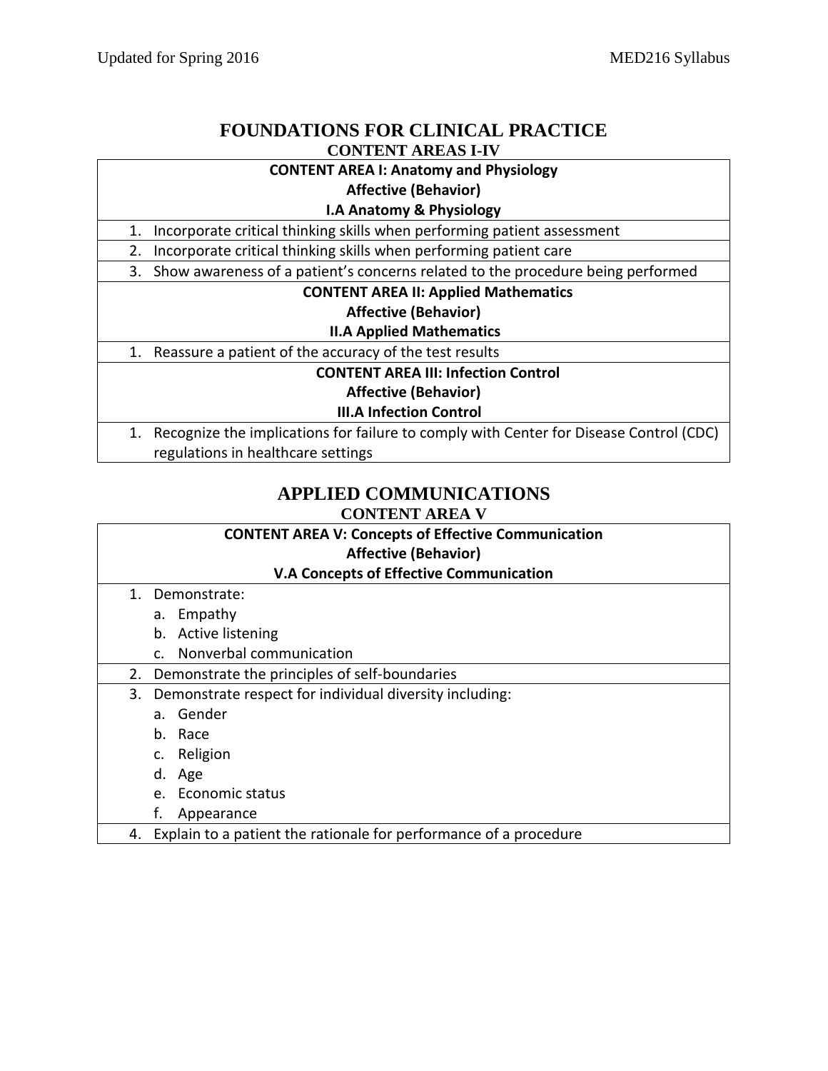## FOUNDATIONS FOR CLINICAL PRACTICE

### CONTENT AREAS I-IV

| **CONTENT AREA I: Anatomy and Physiology**<br>**Affective (Behavior)**<br>**I.A Anatomy & Physiology** |
|---|
| 1. Incorporate critical thinking skills when performing patient assessment |
| 2. Incorporate critical thinking skills when performing patient care |
| 3. Show awareness of a patient's concerns related to the procedure being performed |
| **CONTENT AREA II: Applied Mathematics**<br>**Affective (Behavior)**<br>**II.A Applied Mathematics** |
| 1. Reassure a patient of the accuracy of the test results |
| **CONTENT AREA III: Infection Control**<br>**Affective (Behavior)**<br>**III.A Infection Control** |
| 1. Recognize the implications for failure to comply with Center for Disease Control (CDC) regulations in healthcare settings |

## APPLIED COMMUNICATIONS

### CONTENT AREA V

| **CONTENT AREA V: Concepts of Effective Communication**<br>**Affective (Behavior)**<br>**V.A Concepts of Effective Communication** |
|---|
| 1. Demonstrate:<br>a. Empathy<br>b. Active listening<br>c. Nonverbal communication |
| 2. Demonstrate the principles of self-boundaries |
| 3. Demonstrate respect for individual diversity including:<br>a. Gender<br>b. Race<br>c. Religion<br>d. Age<br>e. Economic status<br>f. Appearance |
| 4. Explain to a patient the rationale for performance of a procedure |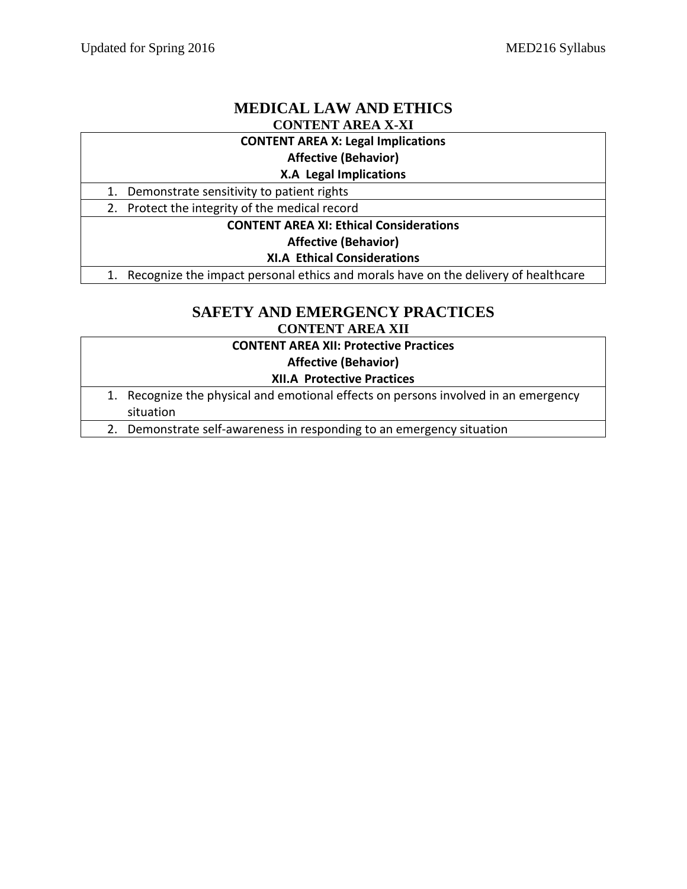## MEDICAL LAW AND ETHICS

### CONTENT AREA X-XI

| **CONTENT AREA X: Legal Implications**<br>**Affective (Behavior)**<br>**X.A Legal Implications** |
|---|
| 1. Demonstrate sensitivity to patient rights |
| 2. Protect the integrity of the medical record |
| **CONTENT AREA XI: Ethical Considerations**<br>**Affective (Behavior)**<br>**XI.A Ethical Considerations** |
| 1. Recognize the impact personal ethics and morals have on the delivery of healthcare |

## SAFETY AND EMERGENCY PRACTICES

### CONTENT AREA XII

| **CONTENT AREA XII: Protective Practices**<br>**Affective (Behavior)**<br>**XII.A Protective Practices** |
|---|
| 1. Recognize the physical and emotional effects on persons involved in an emergency situation |
| 2. Demonstrate self-awareness in responding to an emergency situation |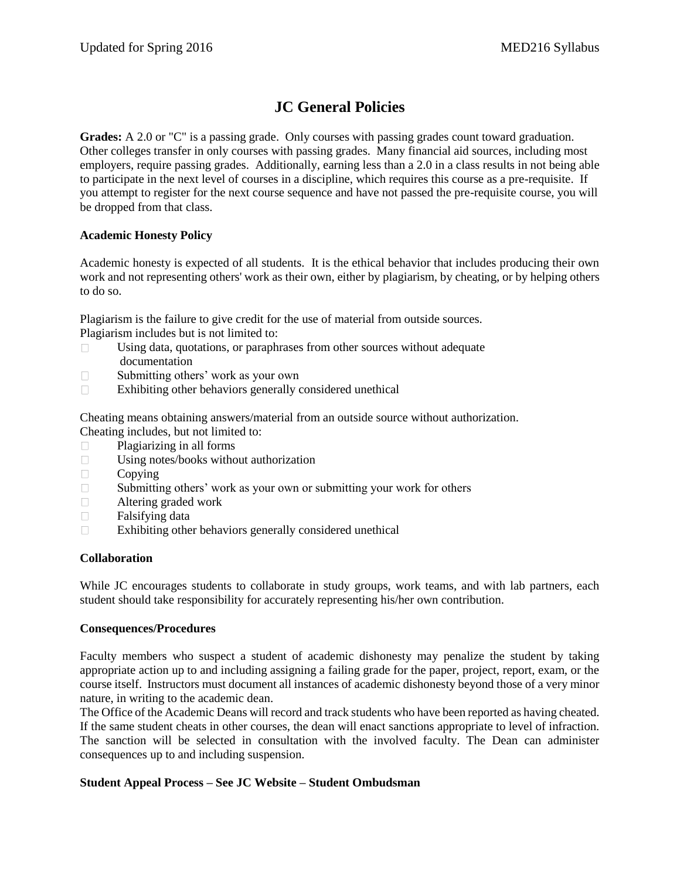# JC General Policies

**Grades:** A 2.0 or "C" is a passing grade. Only courses with passing grades count toward graduation. Other colleges transfer in only courses with passing grades. Many financial aid sources, including most employers, require passing grades. Additionally, earning less than a 2.0 in a class results in not being able to participate in the next level of courses in a discipline, which requires this course as a pre-requisite. If you attempt to register for the next course sequence and have not passed the pre-requisite course, you will be dropped from that class.

**Academic Honesty Policy**

Academic honesty is expected of all students. It is the ethical behavior that includes producing their own work and not representing others' work as their own, either by plagiarism, by cheating, or by helping others to do so.

Plagiarism is the failure to give credit for the use of material from outside sources.
Plagiarism includes but is not limited to:

- Using data, quotations, or paraphrases from other sources without adequate documentation
- Submitting others' work as your own
- Exhibiting other behaviors generally considered unethical

Cheating means obtaining answers/material from an outside source without authorization.
Cheating includes, but not limited to:

- Plagiarizing in all forms
- Using notes/books without authorization
- Copying
- Submitting others' work as your own or submitting your work for others
- Altering graded work
- Falsifying data
- Exhibiting other behaviors generally considered unethical

**Collaboration**

While JC encourages students to collaborate in study groups, work teams, and with lab partners, each student should take responsibility for accurately representing his/her own contribution.

**Consequences/Procedures**

Faculty members who suspect a student of academic dishonesty may penalize the student by taking appropriate action up to and including assigning a failing grade for the paper, project, report, exam, or the course itself. Instructors must document all instances of academic dishonesty beyond those of a very minor nature, in writing to the academic dean.
The Office of the Academic Deans will record and track students who have been reported as having cheated. If the same student cheats in other courses, the dean will enact sanctions appropriate to level of infraction. The sanction will be selected in consultation with the involved faculty. The Dean can administer consequences up to and including suspension.

**Student Appeal Process – See JC Website – Student Ombudsman**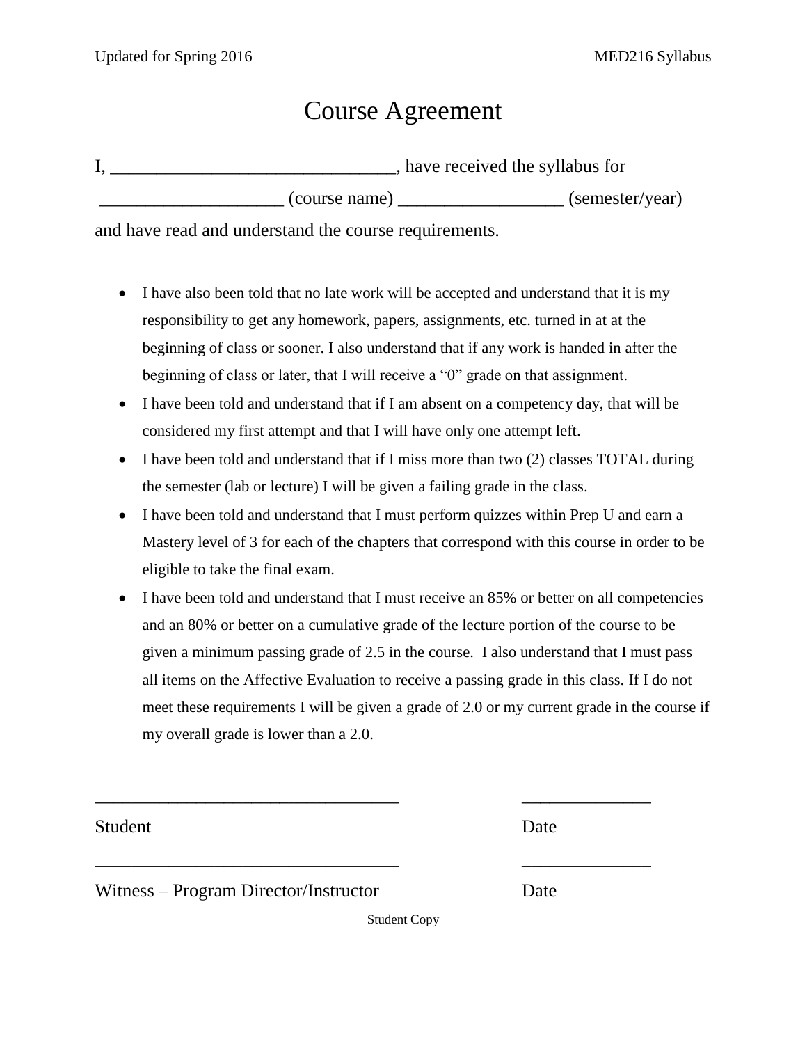# Course Agreement

I, ______________________________, have received the syllabus for ____________________ (course name) __________________ (semester/year) and have read and understand the course requirements.

- I have also been told that no late work will be accepted and understand that it is my responsibility to get any homework, papers, assignments, etc. turned in at at the beginning of class or sooner. I also understand that if any work is handed in after the beginning of class or later, that I will receive a "0" grade on that assignment.
- I have been told and understand that if I am absent on a competency day, that will be considered my first attempt and that I will have only one attempt left.
- I have been told and understand that if I miss more than two (2) classes TOTAL during the semester (lab or lecture) I will be given a failing grade in the class.
- I have been told and understand that I must perform quizzes within Prep U and earn a Mastery level of 3 for each of the chapters that correspond with this course in order to be eligible to take the final exam.
- I have been told and understand that I must receive an 85% or better on all competencies and an 80% or better on a cumulative grade of the lecture portion of the course to be given a minimum passing grade of 2.5 in the course. I also understand that I must pass all items on the Affective Evaluation to receive a passing grade in this class. If I do not meet these requirements I will be given a grade of 2.0 or my current grade in the course if my overall grade is lower than a 2.0.

__________________________________ ______________

Student Date

__________________________________ ______________

Witness – Program Director/Instructor Date

Student Copy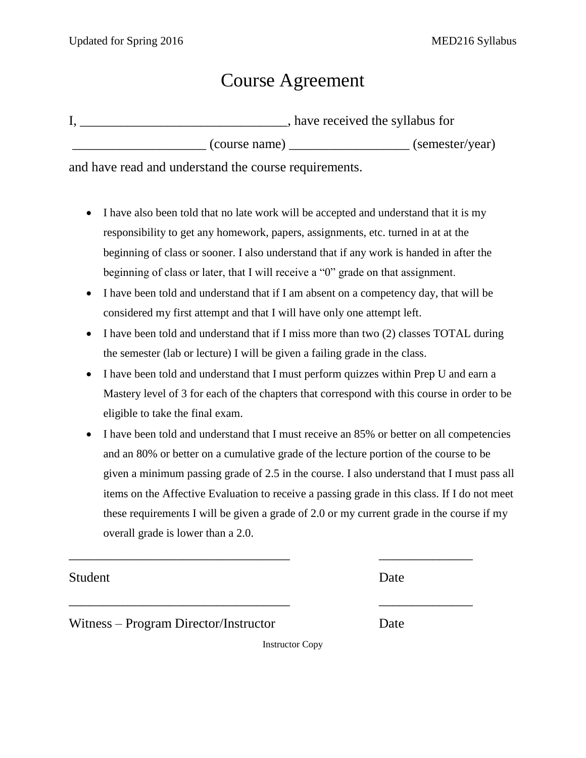# Course Agreement

I, ______________________________, have received the syllabus for ____________________ (course name) __________________ (semester/year) and have read and understand the course requirements.

- I have also been told that no late work will be accepted and understand that it is my responsibility to get any homework, papers, assignments, etc. turned in at at the beginning of class or sooner. I also understand that if any work is handed in after the beginning of class or later, that I will receive a “0” grade on that assignment.
- I have been told and understand that if I am absent on a competency day, that will be considered my first attempt and that I will have only one attempt left.
- I have been told and understand that if I miss more than two (2) classes TOTAL during the semester (lab or lecture) I will be given a failing grade in the class.
- I have been told and understand that I must perform quizzes within Prep U and earn a Mastery level of 3 for each of the chapters that correspond with this course in order to be eligible to take the final exam.
- I have been told and understand that I must receive an 85% or better on all competencies and an 80% or better on a cumulative grade of the lecture portion of the course to be given a minimum passing grade of 2.5 in the course. I also understand that I must pass all items on the Affective Evaluation to receive a passing grade in this class. If I do not meet these requirements I will be given a grade of 2.0 or my current grade in the course if my overall grade is lower than a 2.0.

__________________________________ ______________

Student Date

__________________________________ ______________

Witness – Program Director/Instructor Date

Instructor Copy